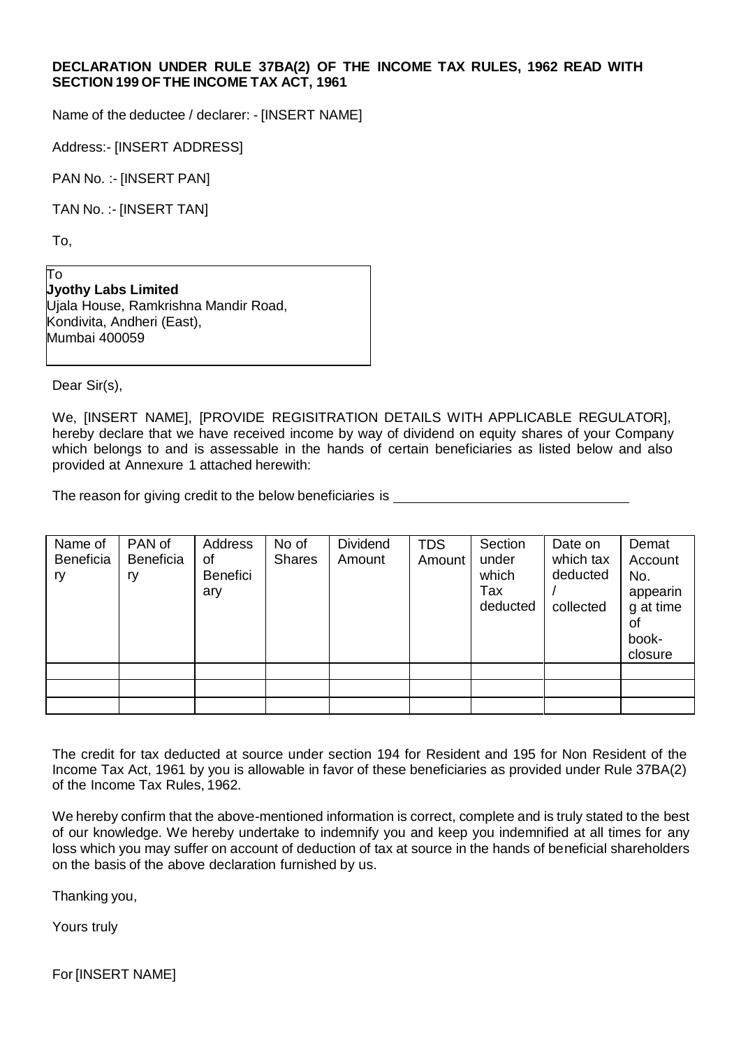**DECLARATION UNDER RULE 37BA(2) OF THE INCOME TAX RULES, 1962 READ WITH SECTION 199 OF THE INCOME TAX ACT, 1961**

Name of the deductee / declarer: - [INSERT NAME]

Address:- [INSERT ADDRESS]

PAN No. :- [INSERT PAN]

TAN No. :- [INSERT TAN]

To,

To
**Jyothy Labs Limited**
Ujala House, Ramkrishna Mandir Road,
Kondivita, Andheri (East),
Mumbai 400059

Dear Sir(s),

We, [INSERT NAME], [PROVIDE REGISITRATION DETAILS WITH APPLICABLE REGULATOR], hereby declare that we have received income by way of dividend on equity shares of your Company which belongs to and is assessable in the hands of certain beneficiaries as listed below and also provided at Annexure 1 attached herewith:

The reason for giving credit to the below beneficiaries is \_\_\_\_\_\_\_\_\_\_\_\_\_\_\_\_\_\_\_\_\_\_\_\_\_\_\_\_\_\_

| Name of Beneficiary | PAN of Beneficiary | Address of Beneficiary | No of Shares | Dividend Amount | TDS Amount | Section under which Tax deducted | Date on which tax deducted / collected | Demat Account No. appearing at time of book-closure |
|---|---|---|---|---|---|---|---|---|
| | | | | | | | | |
| | | | | | | | | |
| | | | | | | | | |

The credit for tax deducted at source under section 194 for Resident and 195 for Non Resident of the Income Tax Act, 1961 by you is allowable in favor of these beneficiaries as provided under Rule 37BA(2) of the Income Tax Rules, 1962.

We hereby confirm that the above-mentioned information is correct, complete and is truly stated to the best of our knowledge. We hereby undertake to indemnify you and keep you indemnified at all times for any loss which you may suffer on account of deduction of tax at source in the hands of beneficial shareholders on the basis of the above declaration furnished by us.

Thanking you,

Yours truly

For [INSERT NAME]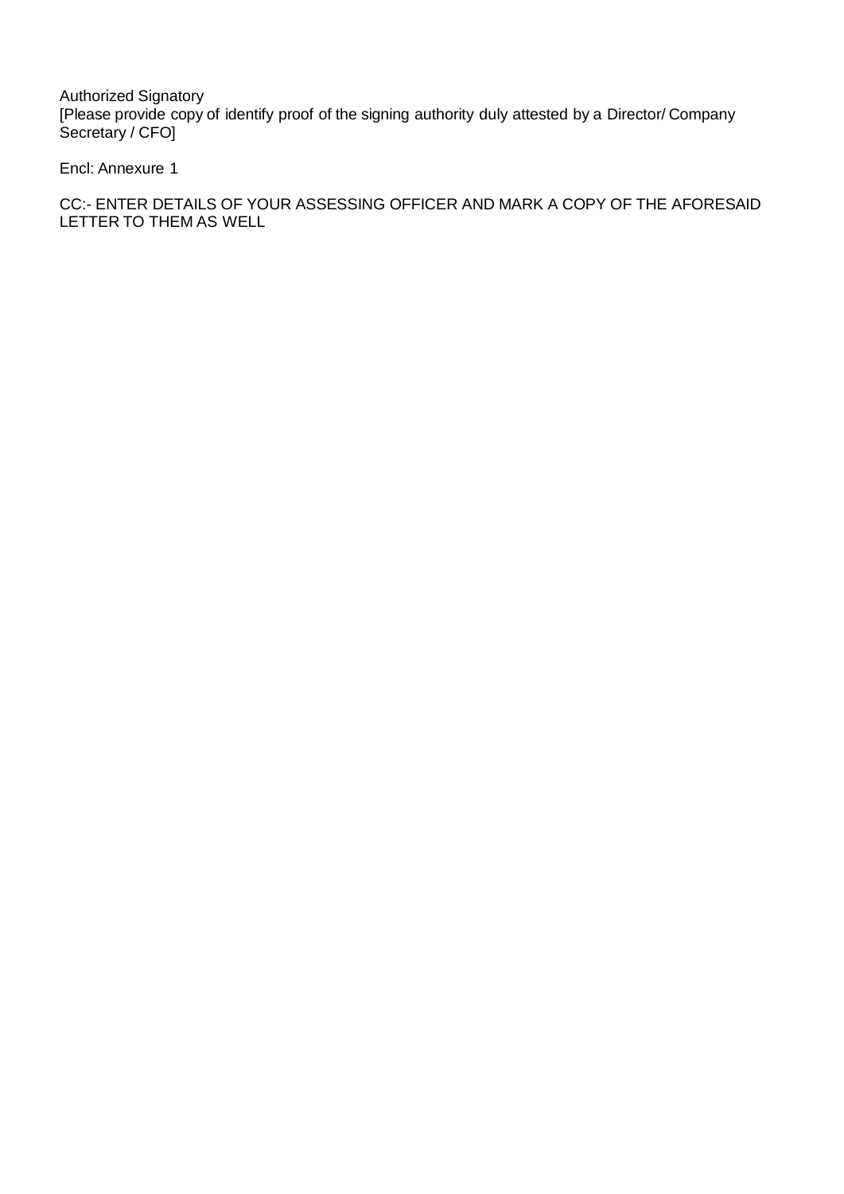Authorized Signatory
[Please provide copy of identify proof of the signing authority duly attested by a Director/ Company Secretary / CFO]

Encl: Annexure 1

CC:- ENTER DETAILS OF YOUR ASSESSING OFFICER AND MARK A COPY OF THE AFORESAID LETTER TO THEM AS WELL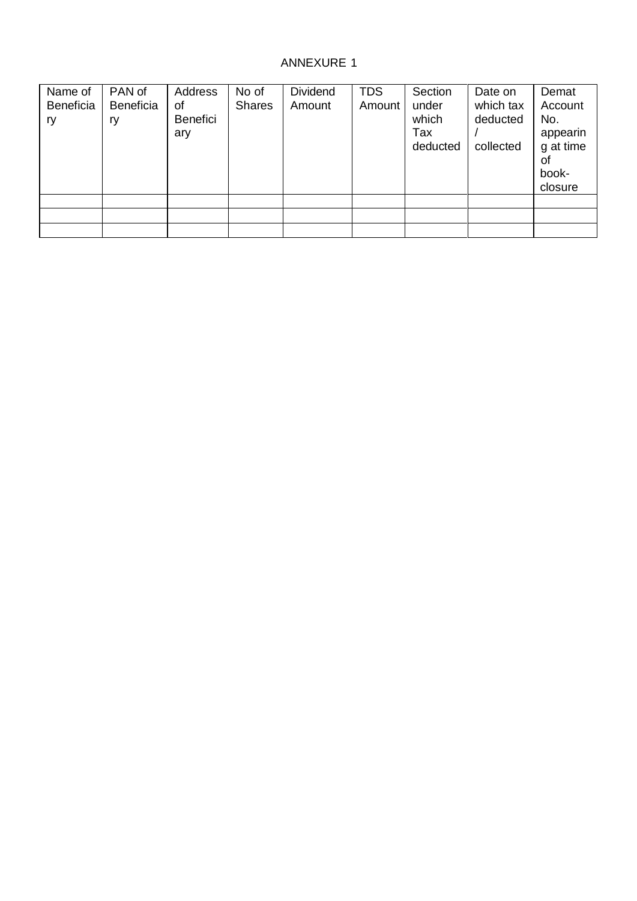ANNEXURE 1

| Name of Beneficiary | PAN of Beneficiary | Address of Beneficiary | No of Shares | Dividend Amount | TDS Amount | Section under which Tax deducted | Date on which tax deducted / collected | Demat Account No. appearing at time of book-closure |
|---|---|---|---|---|---|---|---|---|
| | | | | | | | | |
| | | | | | | | | |
| | | | | | | | | |